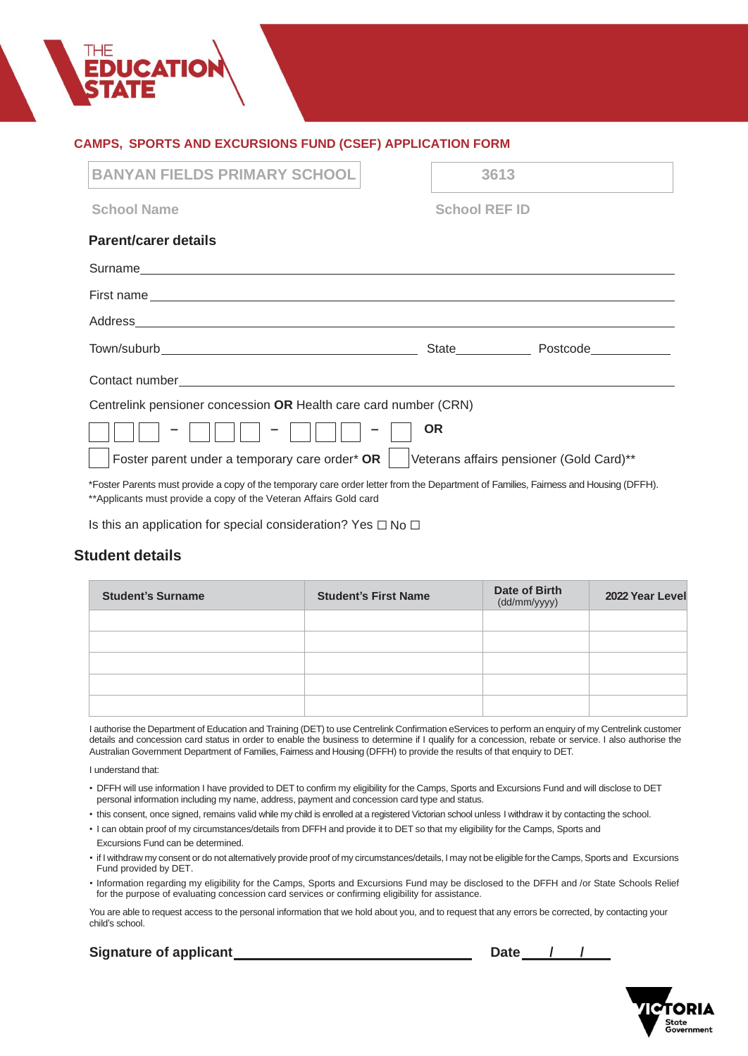THE EDUCATION STATE

## CAMPS, SPORTS AND EXCURSIONS FUND (CSEF) APPLICATION FORM

| BANYAN FIELDS PRIMARY SCHOOL | 3613 |
|---|---|
| School Name | School REF ID |

### Parent/carer details

Surname\_\_\_\_\_\_\_\_\_\_\_\_\_\_\_\_\_\_\_\_\_\_\_\_\_\_\_\_\_\_\_\_\_\_\_\_\_\_\_\_

First name\_\_\_\_\_\_\_\_\_\_\_\_\_\_\_\_\_\_\_\_\_\_\_\_\_\_\_\_\_\_\_\_\_\_\_\_\_\_\_\_

Address\_\_\_\_\_\_\_\_\_\_\_\_\_\_\_\_\_\_\_\_\_\_\_\_\_\_\_\_\_\_\_\_\_\_\_\_\_\_\_\_

Town/suburb\_\_\_\_\_\_\_\_\_\_\_\_\_\_\_\_\_\_\_\_ State\_\_\_\_\_\_\_\_ Postcode\_\_\_\_\_\_\_\_

Contact number\_\_\_\_\_\_\_\_\_\_\_\_\_\_\_\_\_\_\_\_\_\_\_\_\_\_\_\_\_\_\_\_\_\_\_\_\_\_\_\_

Centrelink pensioner concession **OR** Health care card number (CRN)

☐☐☐ – ☐☐☐ – ☐☐☐ – ☐ **OR**

☐ Foster parent under a temporary care order* **OR** ☐ Veterans affairs pensioner (Gold Card)**

*Foster Parents must provide a copy of the temporary care order letter from the Department of Families, Fairness and Housing (DFFH).
**Applicants must provide a copy of the Veteran Affairs Gold card

Is this an application for special consideration? Yes ☐ No ☐

## Student details

| Student's Surname | Student's First Name | Date of Birth (dd/mm/yyyy) | 2022 Year Level |
|---|---|---|---|
| | | | |
| | | | |
| | | | |
| | | | |
| | | | |

I authorise the Department of Education and Training (DET) to use Centrelink Confirmation eServices to perform an enquiry of my Centrelink customer details and concession card status in order to enable the business to determine if I qualify for a concession, rebate or service. I also authorise the Australian Government Department of Families, Fairness and Housing (DFFH) to provide the results of that enquiry to DET.

I understand that:

- DFFH will use information I have provided to DET to confirm my eligibility for the Camps, Sports and Excursions Fund and will disclose to DET personal information including my name, address, payment and concession card type and status.
- this consent, once signed, remains valid while my child is enrolled at a registered Victorian school unless I withdraw it by contacting the school.
- I can obtain proof of my circumstances/details from DFFH and provide it to DET so that my eligibility for the Camps, Sports and Excursions Fund can be determined.
- if I withdraw my consent or do not alternatively provide proof of my circumstances/details, I may not be eligible for the Camps, Sports and Excursions Fund provided by DET.
- Information regarding my eligibility for the Camps, Sports and Excursions Fund may be disclosed to the DFFH and /or State Schools Relief for the purpose of evaluating concession card services or confirming eligibility for assistance.

You are able to request access to the personal information that we hold about you, and to request that any errors be corrected, by contacting your child's school.

**Signature of applicant**\_\_\_\_\_\_\_\_\_\_\_\_\_\_\_\_\_\_\_\_\_\_\_\_ **Date** \_\_\_/\_\_\_/\_\_\_

VICTORIA State Government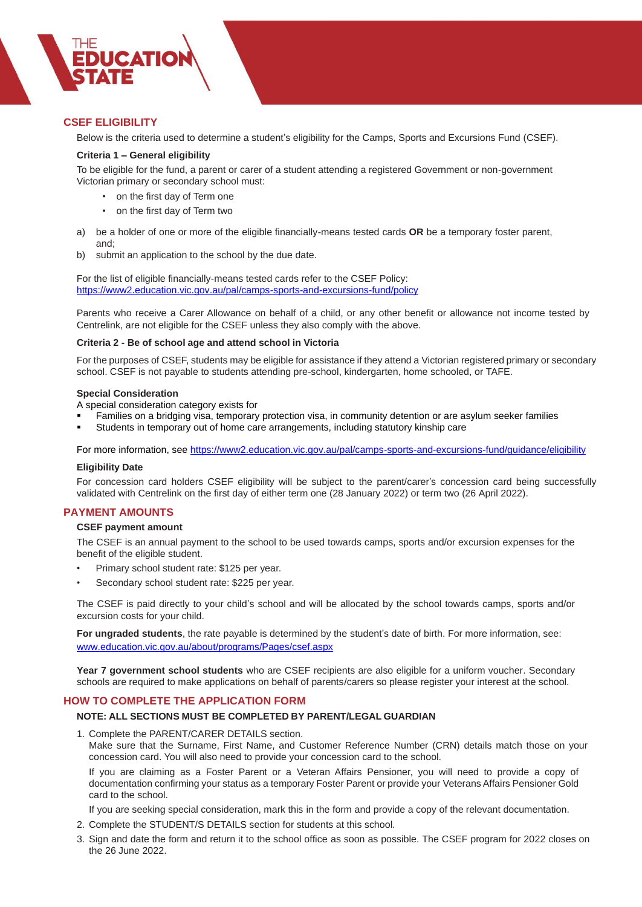## CSEF ELIGIBILITY

Below is the criteria used to determine a student's eligibility for the Camps, Sports and Excursions Fund (CSEF).

### Criteria 1 – General eligibility

To be eligible for the fund, a parent or carer of a student attending a registered Government or non-government Victorian primary or secondary school must:

- on the first day of Term one
- on the first day of Term two

a) be a holder of one or more of the eligible financially-means tested cards **OR** be a temporary foster parent, and;
b) submit an application to the school by the due date.

For the list of eligible financially-means tested cards refer to the CSEF Policy: [https://www2.education.vic.gov.au/pal/camps-sports-and-excursions-fund/policy](https://www2.education.vic.gov.au/pal/camps-sports-and-excursions-fund/policy)

Parents who receive a Carer Allowance on behalf of a child, or any other benefit or allowance not income tested by Centrelink, are not eligible for the CSEF unless they also comply with the above.

### Criteria 2 - Be of school age and attend school in Victoria

For the purposes of CSEF, students may be eligible for assistance if they attend a Victorian registered primary or secondary school. CSEF is not payable to students attending pre-school, kindergarten, home schooled, or TAFE.

### Special Consideration

A special consideration category exists for

- Families on a bridging visa, temporary protection visa, in community detention or are asylum seeker families
- Students in temporary out of home care arrangements, including statutory kinship care

For more information, see [https://www2.education.vic.gov.au/pal/camps-sports-and-excursions-fund/guidance/eligibility](https://www2.education.vic.gov.au/pal/camps-sports-and-excursions-fund/guidance/eligibility)

### Eligibility Date

For concession card holders CSEF eligibility will be subject to the parent/carer's concession card being successfully validated with Centrelink on the first day of either term one (28 January 2022) or term two (26 April 2022).

## PAYMENT AMOUNTS

### CSEF payment amount

The CSEF is an annual payment to the school to be used towards camps, sports and/or excursion expenses for the benefit of the eligible student.

- Primary school student rate: $125 per year.
- Secondary school student rate: $225 per year.

The CSEF is paid directly to your child's school and will be allocated by the school towards camps, sports and/or excursion costs for your child.

**For ungraded students**, the rate payable is determined by the student's date of birth. For more information, see: [www.education.vic.gov.au/about/programs/Pages/csef.aspx](www.education.vic.gov.au/about/programs/Pages/csef.aspx)

**Year 7 government school students** who are CSEF recipients are also eligible for a uniform voucher. Secondary schools are required to make applications on behalf of parents/carers so please register your interest at the school.

## HOW TO COMPLETE THE APPLICATION FORM

**NOTE: ALL SECTIONS MUST BE COMPLETED BY PARENT/LEGAL GUARDIAN**

1. Complete the PARENT/CARER DETAILS section.
   Make sure that the Surname, First Name, and Customer Reference Number (CRN) details match those on your concession card. You will also need to provide your concession card to the school.
   If you are claiming as a Foster Parent or a Veteran Affairs Pensioner, you will need to provide a copy of documentation confirming your status as a temporary Foster Parent or provide your Veterans Affairs Pensioner Gold card to the school.
   If you are seeking special consideration, mark this in the form and provide a copy of the relevant documentation.
2. Complete the STUDENT/S DETAILS section for students at this school.
3. Sign and date the form and return it to the school office as soon as possible. The CSEF program for 2022 closes on the 26 June 2022.